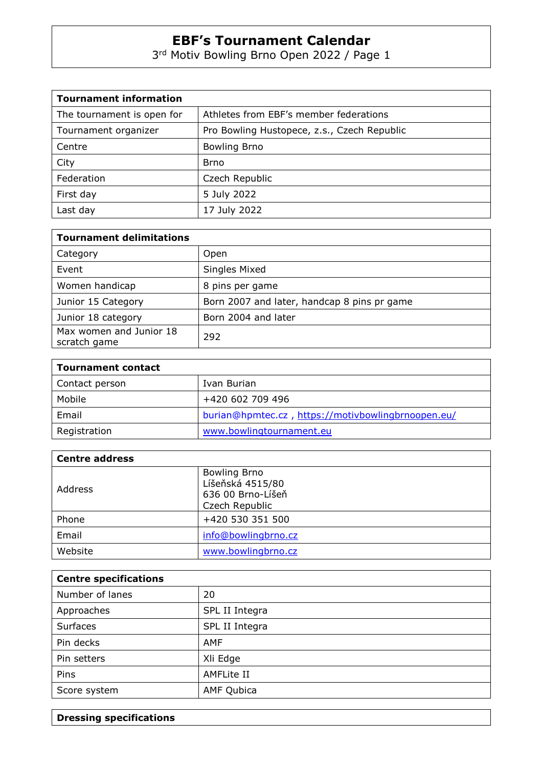# EBF's Tournament Calendar

3rd Motiv Bowling Brno Open 2022 / Page 1

| Tournament information | |
|---|---|
| The tournament is open for | Athletes from EBF's member federations |
| Tournament organizer | Pro Bowling Hustopece, z.s., Czech Republic |
| Centre | Bowling Brno |
| City | Brno |
| Federation | Czech Republic |
| First day | 5 July 2022 |
| Last day | 17 July 2022 |

| Tournament delimitations | |
|---|---|
| Category | Open |
| Event | Singles Mixed |
| Women handicap | 8 pins per game |
| Junior 15 Category | Born 2007 and later, handcap 8 pins pr game |
| Junior 18 category | Born 2004 and later |
| Max women and Junior 18 scratch game | 292 |

| Tournament contact | |
|---|---|
| Contact person | Ivan Burian |
| Mobile | +420 602 709 496 |
| Email | burian@hpmtec.cz , https://motivbowlingbrnoopen.eu/ |
| Registration | www.bowlingtournament.eu |

| Centre address | |
|---|---|
| Address | Bowling Brno<br>Líšeňská 4515/80<br>636 00 Brno-Líšeň<br>Czech Republic |
| Phone | +420 530 351 500 |
| Email | info@bowlingbrno.cz |
| Website | www.bowlingbrno.cz |

| Centre specifications | |
|---|---|
| Number of lanes | 20 |
| Approaches | SPL II Integra |
| Surfaces | SPL II Integra |
| Pin decks | AMF |
| Pin setters | Xli Edge |
| Pins | AMFLite II |
| Score system | AMF Qubica |

| Dressing specifications |
|---|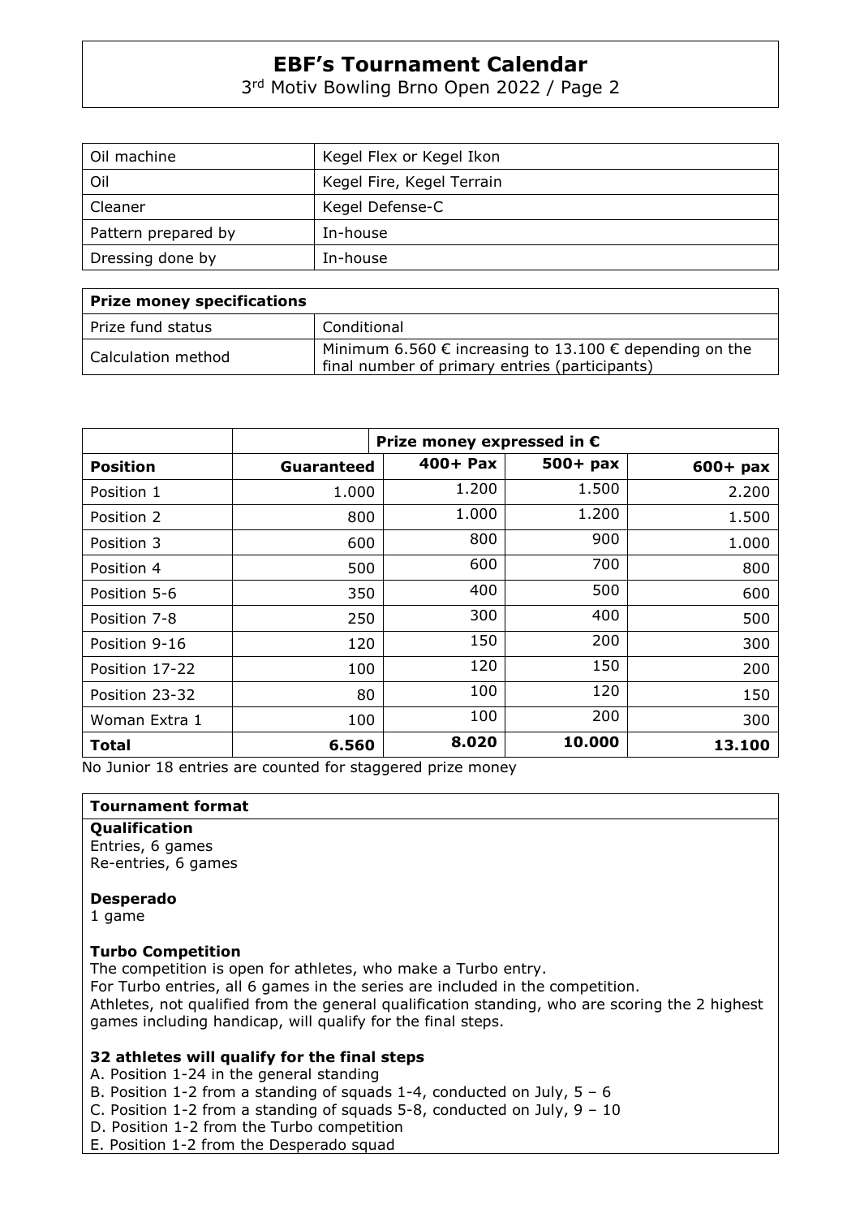| Oil machine | Kegel Flex or Kegel Ikon |
|---|---|
| Oil | Kegel Fire, Kegel Terrain |
| Cleaner | Kegel Defense-C |
| Pattern prepared by | In-house |
| Dressing done by | In-house |

| **Prize money specifications** | |
|---|---|
| Prize fund status | Conditional |
| Calculation method | Minimum 6.560 € increasing to 13.100 € depending on the final number of primary entries (participants) |

| | Prize money expressed in € | | | |
|---|---|---|---|---|
| **Position** | **Guaranteed** | **400+ Pax** | **500+ pax** | **600+ pax** |
| Position 1 | 1.000 | 1.200 | 1.500 | 2.200 |
| Position 2 | 800 | 1.000 | 1.200 | 1.500 |
| Position 3 | 600 | 800 | 900 | 1.000 |
| Position 4 | 500 | 600 | 700 | 800 |
| Position 5-6 | 350 | 400 | 500 | 600 |
| Position 7-8 | 250 | 300 | 400 | 500 |
| Position 9-16 | 120 | 150 | 200 | 300 |
| Position 17-22 | 100 | 120 | 150 | 200 |
| Position 23-32 | 80 | 100 | 120 | 150 |
| Woman Extra 1 | 100 | 100 | 200 | 300 |
| **Total** | **6.560** | **8.020** | **10.000** | **13.100** |

No Junior 18 entries are counted for staggered prize money

**Tournament format**

**Qualification**
Entries, 6 games
Re-entries, 6 games

**Desperado**
1 game

**Turbo Competition**
The competition is open for athletes, who make a Turbo entry.
For Turbo entries, all 6 games in the series are included in the competition.
Athletes, not qualified from the general qualification standing, who are scoring the 2 highest games including handicap, will qualify for the final steps.

**32 athletes will qualify for the final steps**

A. Position 1-24 in the general standing
B. Position 1-2 from a standing of squads 1-4, conducted on July, 5 – 6
C. Position 1-2 from a standing of squads 5-8, conducted on July, 9 – 10
D. Position 1-2 from the Turbo competition
E. Position 1-2 from the Desperado squad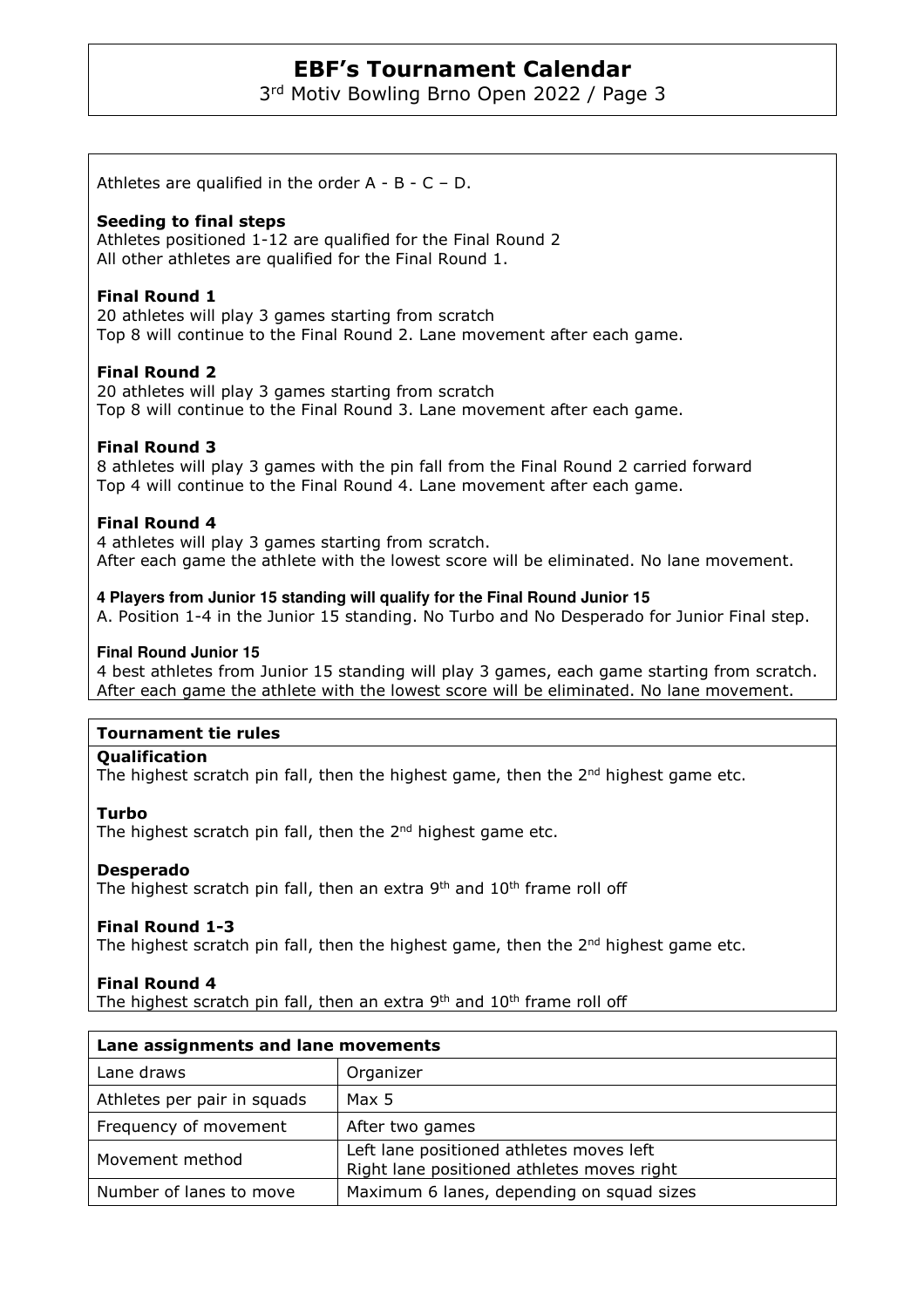Athletes are qualified in the order A - B - C – D.

**Seeding to final steps**
Athletes positioned 1-12 are qualified for the Final Round 2
All other athletes are qualified for the Final Round 1.

**Final Round 1**
20 athletes will play 3 games starting from scratch
Top 8 will continue to the Final Round 2. Lane movement after each game.

**Final Round 2**
20 athletes will play 3 games starting from scratch
Top 8 will continue to the Final Round 3. Lane movement after each game.

**Final Round 3**
8 athletes will play 3 games with the pin fall from the Final Round 2 carried forward
Top 4 will continue to the Final Round 4. Lane movement after each game.

**Final Round 4**
4 athletes will play 3 games starting from scratch.
After each game the athlete with the lowest score will be eliminated. No lane movement.

**4 Players from Junior 15 standing will qualify for the Final Round Junior 15**
A. Position 1-4 in the Junior 15 standing. No Turbo and No Desperado for Junior Final step.

**Final Round Junior 15**
4 best athletes from Junior 15 standing will play 3 games, each game starting from scratch. After each game the athlete with the lowest score will be eliminated. No lane movement.

## Tournament tie rules

**Qualification**
The highest scratch pin fall, then the highest game, then the 2nd highest game etc.

**Turbo**
The highest scratch pin fall, then the 2nd highest game etc.

**Desperado**
The highest scratch pin fall, then an extra 9th and 10th frame roll off

**Final Round 1-3**
The highest scratch pin fall, then the highest game, then the 2nd highest game etc.

**Final Round 4**
The highest scratch pin fall, then an extra 9th and 10th frame roll off

| Lane assignments and lane movements | |
|---|---|
| Lane draws | Organizer |
| Athletes per pair in squads | Max 5 |
| Frequency of movement | After two games |
| Movement method | Left lane positioned athletes moves left<br>Right lane positioned athletes moves right |
| Number of lanes to move | Maximum 6 lanes, depending on squad sizes |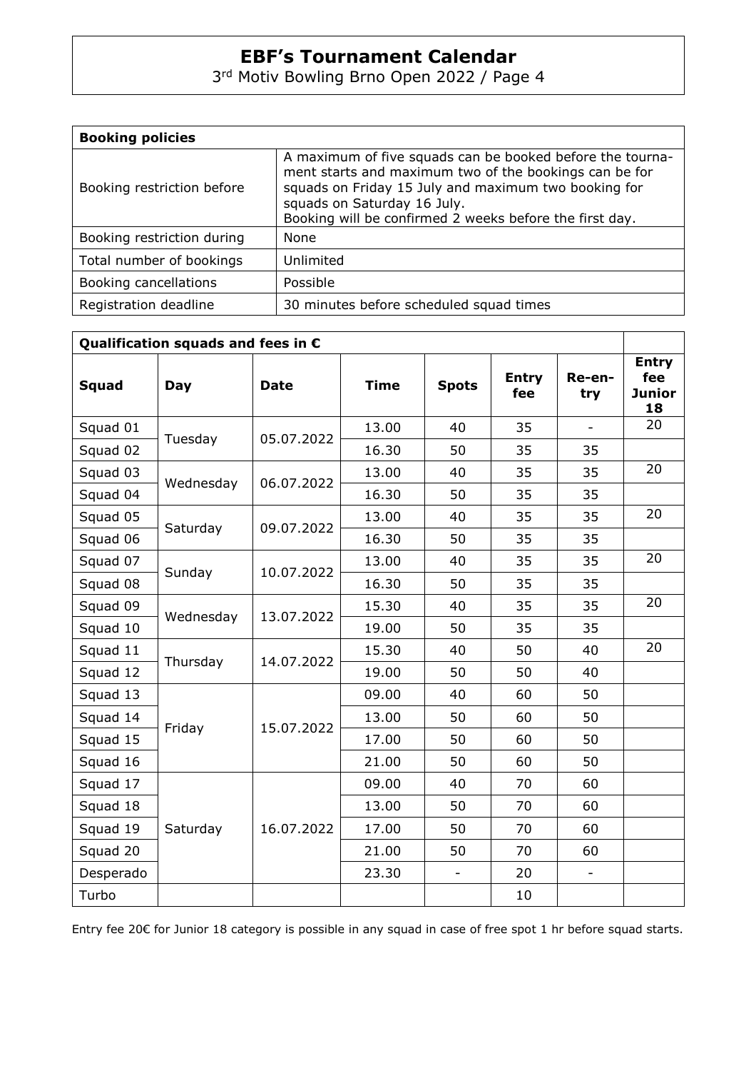| Booking policies | |
|---|---|
| Booking restriction before | A maximum of five squads can be booked before the tourna-ment starts and maximum two of the bookings can be for squads on Friday 15 July and maximum two booking for squads on Saturday 16 July. Booking will be confirmed 2 weeks before the first day. |
| Booking restriction during | None |
| Total number of bookings | Unlimited |
| Booking cancellations | Possible |
| Registration deadline | 30 minutes before scheduled squad times |

| Qualification squads and fees in € | | | | | | | |
|---|---|---|---|---|---|---|---|
| **Squad** | **Day** | **Date** | **Time** | **Spots** | **Entry fee** | **Re-en-try** | **Entry fee Junior 18** |
| Squad 01 | Tuesday | 05.07.2022 | 13.00 | 40 | 35 | - | 20 |
| Squad 02 | | | 16.30 | 50 | 35 | 35 | |
| Squad 03 | Wednesday | 06.07.2022 | 13.00 | 40 | 35 | 35 | 20 |
| Squad 04 | | | 16.30 | 50 | 35 | 35 | |
| Squad 05 | Saturday | 09.07.2022 | 13.00 | 40 | 35 | 35 | 20 |
| Squad 06 | | | 16.30 | 50 | 35 | 35 | |
| Squad 07 | Sunday | 10.07.2022 | 13.00 | 40 | 35 | 35 | 20 |
| Squad 08 | | | 16.30 | 50 | 35 | 35 | |
| Squad 09 | Wednesday | 13.07.2022 | 15.30 | 40 | 35 | 35 | 20 |
| Squad 10 | | | 19.00 | 50 | 35 | 35 | |
| Squad 11 | Thursday | 14.07.2022 | 15.30 | 40 | 50 | 40 | 20 |
| Squad 12 | | | 19.00 | 50 | 50 | 40 | |
| Squad 13 | Friday | 15.07.2022 | 09.00 | 40 | 60 | 50 | |
| Squad 14 | | | 13.00 | 50 | 60 | 50 | |
| Squad 15 | | | 17.00 | 50 | 60 | 50 | |
| Squad 16 | | | 21.00 | 50 | 60 | 50 | |
| Squad 17 | Saturday | 16.07.2022 | 09.00 | 40 | 70 | 60 | |
| Squad 18 | | | 13.00 | 50 | 70 | 60 | |
| Squad 19 | | | 17.00 | 50 | 70 | 60 | |
| Squad 20 | | | 21.00 | 50 | 70 | 60 | |
| Desperado | | | 23.30 | - | 20 | - | |
| Turbo | | | | | 10 | | |

Entry fee 20€ for Junior 18 category is possible in any squad in case of free spot 1 hr before squad starts.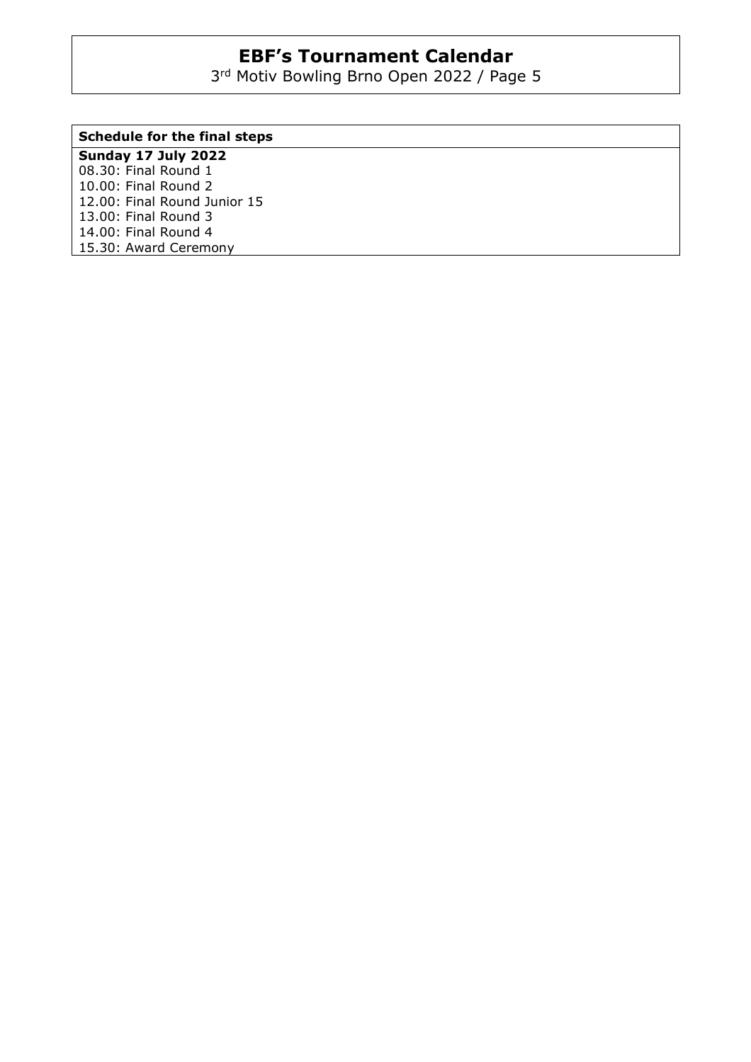**Schedule for the final steps**

**Sunday 17 July 2022**

08.30: Final Round 1
10.00: Final Round 2
12.00: Final Round Junior 15
13.00: Final Round 3
14.00: Final Round 4
15.30: Award Ceremony